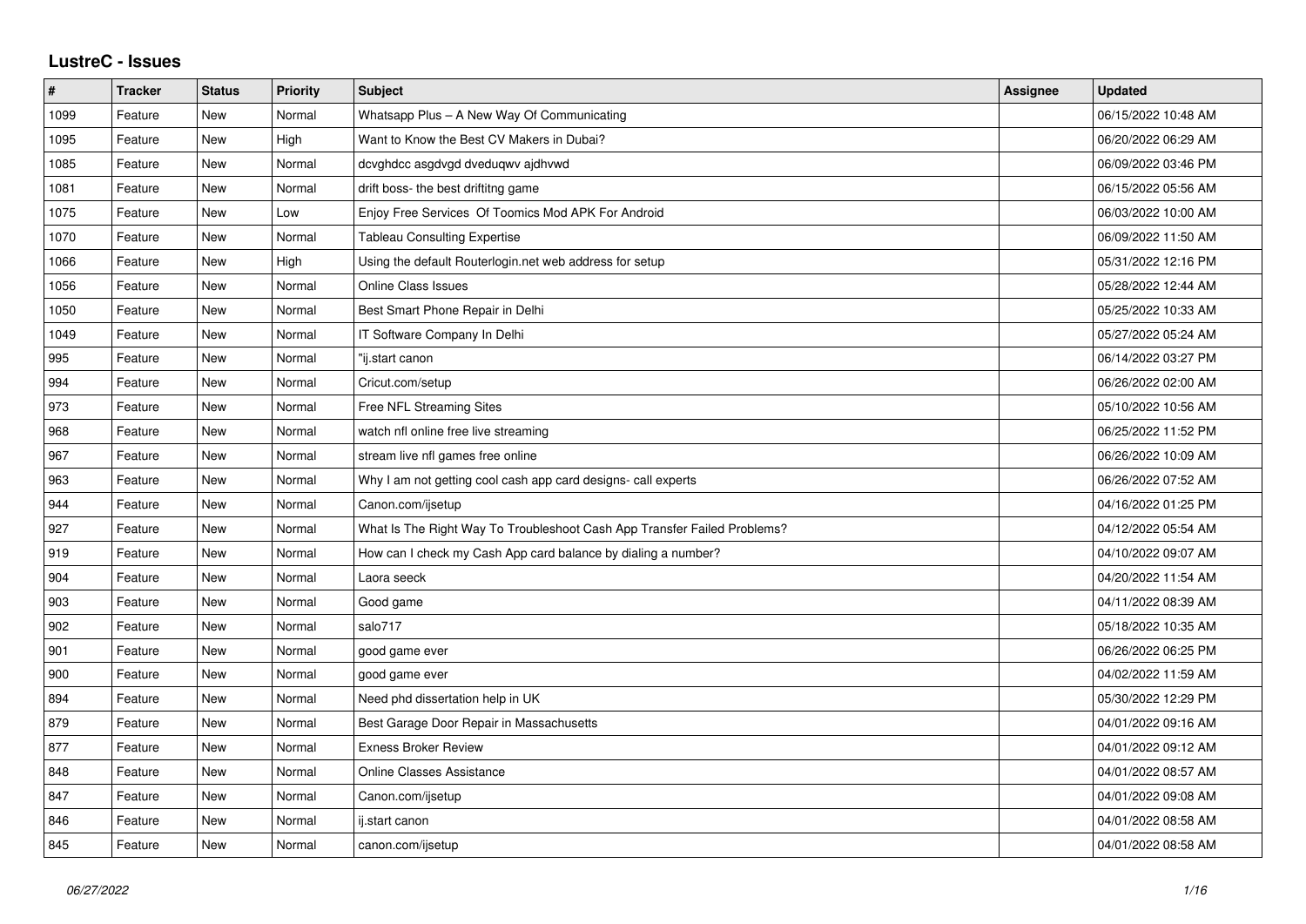# LustreC - Issues

| # | Tracker | Status | Priority | Subject | Assignee | Updated |
|---|---|---|---|---|---|---|
| 1099 | Feature | New | Normal | Whatsapp Plus – A New Way Of Communicating | | 06/15/2022 10:48 AM |
| 1095 | Feature | New | High | Want to Know the Best CV Makers in Dubai? | | 06/20/2022 06:29 AM |
| 1085 | Feature | New | Normal | dcvghdcc asgdvgd dveduqwv ajdhvwd | | 06/09/2022 03:46 PM |
| 1081 | Feature | New | Normal | drift boss- the best driftitng game | | 06/15/2022 05:56 AM |
| 1075 | Feature | New | Low | Enjoy Free Services Of Toomics Mod APK For Android | | 06/03/2022 10:00 AM |
| 1070 | Feature | New | Normal | Tableau Consulting Expertise | | 06/09/2022 11:50 AM |
| 1066 | Feature | New | High | Using the default Routerlogin.net web address for setup | | 05/31/2022 12:16 PM |
| 1056 | Feature | New | Normal | Online Class Issues | | 05/28/2022 12:44 AM |
| 1050 | Feature | New | Normal | Best Smart Phone Repair in Delhi | | 05/25/2022 10:33 AM |
| 1049 | Feature | New | Normal | IT Software Company In Delhi | | 05/27/2022 05:24 AM |
| 995 | Feature | New | Normal | "ij.start canon | | 06/14/2022 03:27 PM |
| 994 | Feature | New | Normal | Cricut.com/setup | | 06/26/2022 02:00 AM |
| 973 | Feature | New | Normal | Free NFL Streaming Sites | | 05/10/2022 10:56 AM |
| 968 | Feature | New | Normal | watch nfl online free live streaming | | 06/25/2022 11:52 PM |
| 967 | Feature | New | Normal | stream live nfl games free online | | 06/26/2022 10:09 AM |
| 963 | Feature | New | Normal | Why I am not getting cool cash app card designs- call experts | | 06/26/2022 07:52 AM |
| 944 | Feature | New | Normal | Canon.com/ijsetup | | 04/16/2022 01:25 PM |
| 927 | Feature | New | Normal | What Is The Right Way To Troubleshoot Cash App Transfer Failed Problems? | | 04/12/2022 05:54 AM |
| 919 | Feature | New | Normal | How can I check my Cash App card balance by dialing a number? | | 04/10/2022 09:07 AM |
| 904 | Feature | New | Normal | Laora seeck | | 04/20/2022 11:54 AM |
| 903 | Feature | New | Normal | Good game | | 04/11/2022 08:39 AM |
| 902 | Feature | New | Normal | salo717 | | 05/18/2022 10:35 AM |
| 901 | Feature | New | Normal | good game ever | | 06/26/2022 06:25 PM |
| 900 | Feature | New | Normal | good game ever | | 04/02/2022 11:59 AM |
| 894 | Feature | New | Normal | Need phd dissertation help in UK | | 05/30/2022 12:29 PM |
| 879 | Feature | New | Normal | Best Garage Door Repair in Massachusetts | | 04/01/2022 09:16 AM |
| 877 | Feature | New | Normal | Exness Broker Review | | 04/01/2022 09:12 AM |
| 848 | Feature | New | Normal | Online Classes Assistance | | 04/01/2022 08:57 AM |
| 847 | Feature | New | Normal | Canon.com/ijsetup | | 04/01/2022 09:08 AM |
| 846 | Feature | New | Normal | ij.start canon | | 04/01/2022 08:58 AM |
| 845 | Feature | New | Normal | canon.com/ijsetup | | 04/01/2022 08:58 AM |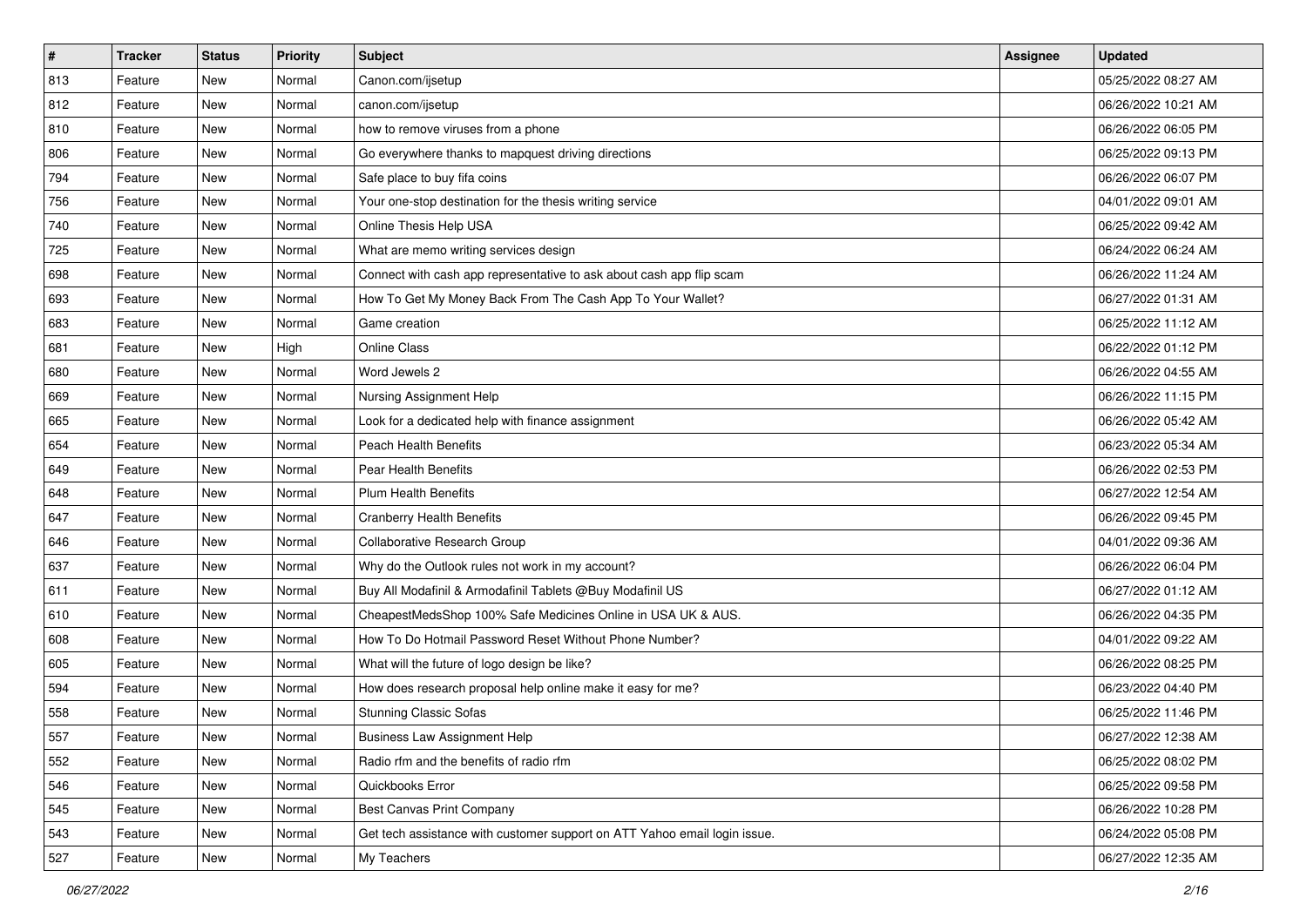| # | Tracker | Status | Priority | Subject | Assignee | Updated |
|---|---|---|---|---|---|---|
| 813 | Feature | New | Normal | Canon.com/ijsetup | | 05/25/2022 08:27 AM |
| 812 | Feature | New | Normal | canon.com/ijsetup | | 06/26/2022 10:21 AM |
| 810 | Feature | New | Normal | how to remove viruses from a phone | | 06/26/2022 06:05 PM |
| 806 | Feature | New | Normal | Go everywhere thanks to mapquest driving directions | | 06/25/2022 09:13 PM |
| 794 | Feature | New | Normal | Safe place to buy fifa coins | | 06/26/2022 06:07 PM |
| 756 | Feature | New | Normal | Your one-stop destination for the thesis writing service | | 04/01/2022 09:01 AM |
| 740 | Feature | New | Normal | Online Thesis Help USA | | 06/25/2022 09:42 AM |
| 725 | Feature | New | Normal | What are memo writing services design | | 06/24/2022 06:24 AM |
| 698 | Feature | New | Normal | Connect with cash app representative to ask about cash app flip scam | | 06/26/2022 11:24 AM |
| 693 | Feature | New | Normal | How To Get My Money Back From The Cash App To Your Wallet? | | 06/27/2022 01:31 AM |
| 683 | Feature | New | Normal | Game creation | | 06/25/2022 11:12 AM |
| 681 | Feature | New | High | Online Class | | 06/22/2022 01:12 PM |
| 680 | Feature | New | Normal | Word Jewels 2 | | 06/26/2022 04:55 AM |
| 669 | Feature | New | Normal | Nursing Assignment Help | | 06/26/2022 11:15 PM |
| 665 | Feature | New | Normal | Look for a dedicated help with finance assignment | | 06/26/2022 05:42 AM |
| 654 | Feature | New | Normal | Peach Health Benefits | | 06/23/2022 05:34 AM |
| 649 | Feature | New | Normal | Pear Health Benefits | | 06/26/2022 02:53 PM |
| 648 | Feature | New | Normal | Plum Health Benefits | | 06/27/2022 12:54 AM |
| 647 | Feature | New | Normal | Cranberry Health Benefits | | 06/26/2022 09:45 PM |
| 646 | Feature | New | Normal | Collaborative Research Group | | 04/01/2022 09:36 AM |
| 637 | Feature | New | Normal | Why do the Outlook rules not work in my account? | | 06/26/2022 06:04 PM |
| 611 | Feature | New | Normal | Buy All Modafinil & Armodafinil Tablets @Buy Modafinil US | | 06/27/2022 01:12 AM |
| 610 | Feature | New | Normal | CheapestMedsShop 100% Safe Medicines Online in USA UK & AUS. | | 06/26/2022 04:35 PM |
| 608 | Feature | New | Normal | How To Do Hotmail Password Reset Without Phone Number? | | 04/01/2022 09:22 AM |
| 605 | Feature | New | Normal | What will the future of logo design be like? | | 06/26/2022 08:25 PM |
| 594 | Feature | New | Normal | How does research proposal help online make it easy for me? | | 06/23/2022 04:40 PM |
| 558 | Feature | New | Normal | Stunning Classic Sofas | | 06/25/2022 11:46 PM |
| 557 | Feature | New | Normal | Business Law Assignment Help | | 06/27/2022 12:38 AM |
| 552 | Feature | New | Normal | Radio rfm and the benefits of radio rfm | | 06/25/2022 08:02 PM |
| 546 | Feature | New | Normal | Quickbooks Error | | 06/25/2022 09:58 PM |
| 545 | Feature | New | Normal | Best Canvas Print Company | | 06/26/2022 10:28 PM |
| 543 | Feature | New | Normal | Get tech assistance with customer support on ATT Yahoo email login issue. | | 06/24/2022 05:08 PM |
| 527 | Feature | New | Normal | My Teachers | | 06/27/2022 12:35 AM |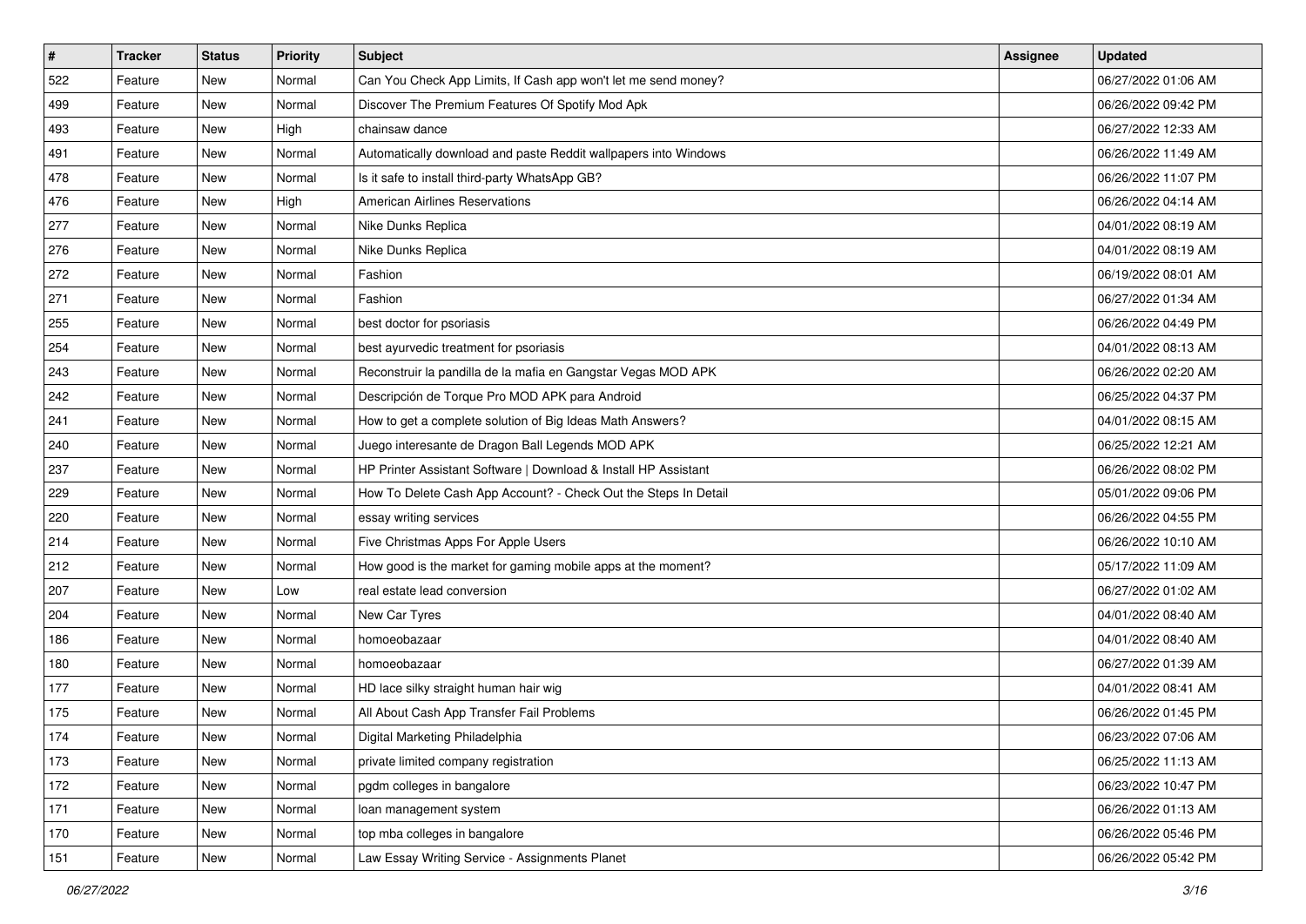| # | Tracker | Status | Priority | Subject | Assignee | Updated |
|---|---|---|---|---|---|---|
| 522 | Feature | New | Normal | Can You Check App Limits, If Cash app won't let me send money? | | 06/27/2022 01:06 AM |
| 499 | Feature | New | Normal | Discover The Premium Features Of Spotify Mod Apk | | 06/26/2022 09:42 PM |
| 493 | Feature | New | High | chainsaw dance | | 06/27/2022 12:33 AM |
| 491 | Feature | New | Normal | Automatically download and paste Reddit wallpapers into Windows | | 06/26/2022 11:49 AM |
| 478 | Feature | New | Normal | Is it safe to install third-party WhatsApp GB? | | 06/26/2022 11:07 PM |
| 476 | Feature | New | High | American Airlines Reservations | | 06/26/2022 04:14 AM |
| 277 | Feature | New | Normal | Nike Dunks Replica | | 04/01/2022 08:19 AM |
| 276 | Feature | New | Normal | Nike Dunks Replica | | 04/01/2022 08:19 AM |
| 272 | Feature | New | Normal | Fashion | | 06/19/2022 08:01 AM |
| 271 | Feature | New | Normal | Fashion | | 06/27/2022 01:34 AM |
| 255 | Feature | New | Normal | best doctor for psoriasis | | 06/26/2022 04:49 PM |
| 254 | Feature | New | Normal | best ayurvedic treatment for psoriasis | | 04/01/2022 08:13 AM |
| 243 | Feature | New | Normal | Reconstruir la pandilla de la mafia en Gangstar Vegas MOD APK | | 06/26/2022 02:20 AM |
| 242 | Feature | New | Normal | Descripción de Torque Pro MOD APK para Android | | 06/25/2022 04:37 PM |
| 241 | Feature | New | Normal | How to get a complete solution of Big Ideas Math Answers? | | 04/01/2022 08:15 AM |
| 240 | Feature | New | Normal | Juego interesante de Dragon Ball Legends MOD APK | | 06/25/2022 12:21 AM |
| 237 | Feature | New | Normal | HP Printer Assistant Software \| Download & Install HP Assistant | | 06/26/2022 08:02 PM |
| 229 | Feature | New | Normal | How To Delete Cash App Account? - Check Out the Steps In Detail | | 05/01/2022 09:06 PM |
| 220 | Feature | New | Normal | essay writing services | | 06/26/2022 04:55 PM |
| 214 | Feature | New | Normal | Five Christmas Apps For Apple Users | | 06/26/2022 10:10 AM |
| 212 | Feature | New | Normal | How good is the market for gaming mobile apps at the moment? | | 05/17/2022 11:09 AM |
| 207 | Feature | New | Low | real estate lead conversion | | 06/27/2022 01:02 AM |
| 204 | Feature | New | Normal | New Car Tyres | | 04/01/2022 08:40 AM |
| 186 | Feature | New | Normal | homoeobazaar | | 04/01/2022 08:40 AM |
| 180 | Feature | New | Normal | homoeobazaar | | 06/27/2022 01:39 AM |
| 177 | Feature | New | Normal | HD lace silky straight human hair wig | | 04/01/2022 08:41 AM |
| 175 | Feature | New | Normal | All About Cash App Transfer Fail Problems | | 06/26/2022 01:45 PM |
| 174 | Feature | New | Normal | Digital Marketing Philadelphia | | 06/23/2022 07:06 AM |
| 173 | Feature | New | Normal | private limited company registration | | 06/25/2022 11:13 AM |
| 172 | Feature | New | Normal | pgdm colleges in bangalore | | 06/23/2022 10:47 PM |
| 171 | Feature | New | Normal | loan management system | | 06/26/2022 01:13 AM |
| 170 | Feature | New | Normal | top mba colleges in bangalore | | 06/26/2022 05:46 PM |
| 151 | Feature | New | Normal | Law Essay Writing Service - Assignments Planet | | 06/26/2022 05:42 PM |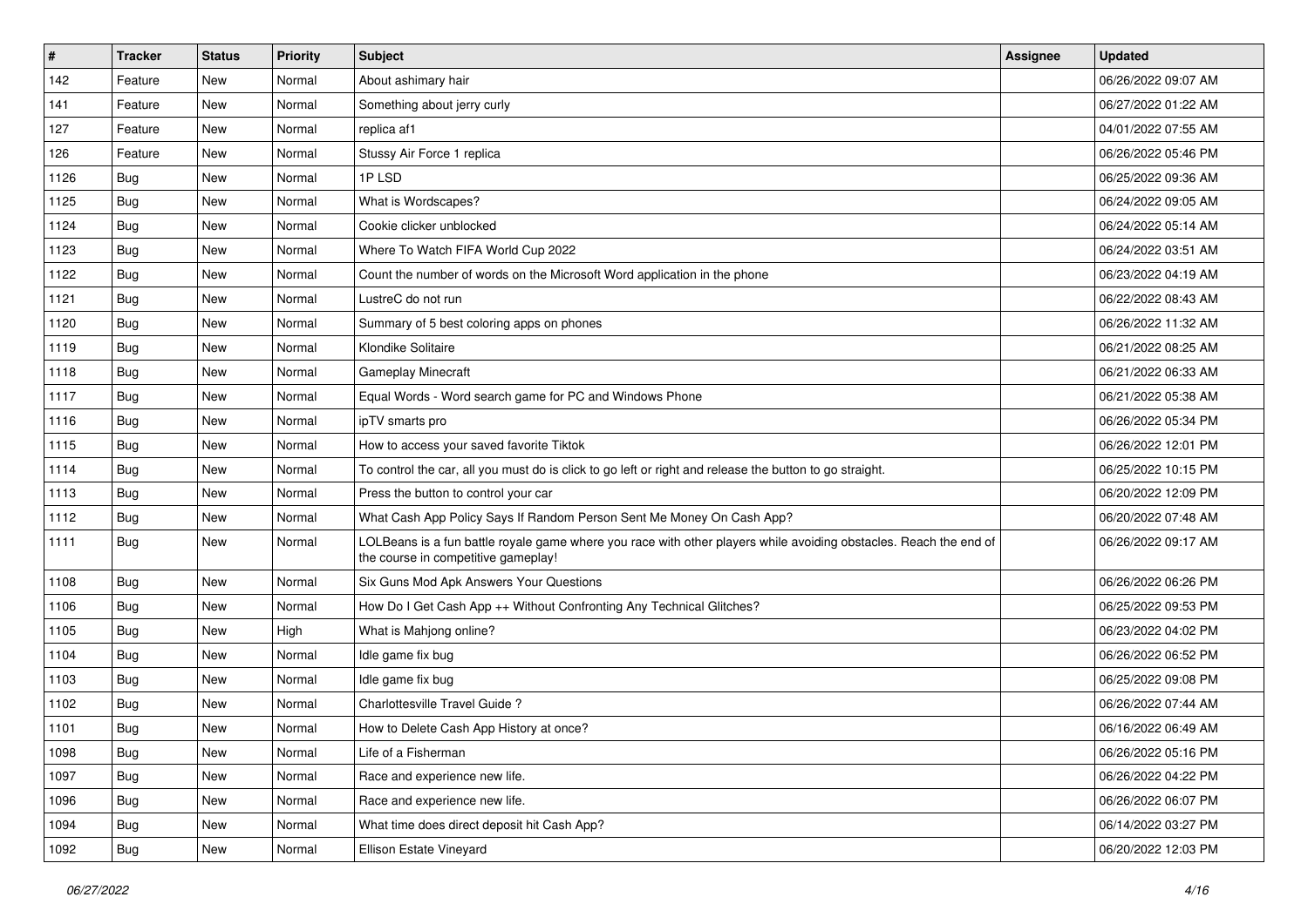| # | Tracker | Status | Priority | Subject | Assignee | Updated |
|---|---|---|---|---|---|---|
| 142 | Feature | New | Normal | About ashimary hair | | 06/26/2022 09:07 AM |
| 141 | Feature | New | Normal | Something about jerry curly | | 06/27/2022 01:22 AM |
| 127 | Feature | New | Normal | replica af1 | | 04/01/2022 07:55 AM |
| 126 | Feature | New | Normal | Stussy Air Force 1 replica | | 06/26/2022 05:46 PM |
| 1126 | Bug | New | Normal | 1P LSD | | 06/25/2022 09:36 AM |
| 1125 | Bug | New | Normal | What is Wordscapes? | | 06/24/2022 09:05 AM |
| 1124 | Bug | New | Normal | Cookie clicker unblocked | | 06/24/2022 05:14 AM |
| 1123 | Bug | New | Normal | Where To Watch FIFA World Cup 2022 | | 06/24/2022 03:51 AM |
| 1122 | Bug | New | Normal | Count the number of words on the Microsoft Word application in the phone | | 06/23/2022 04:19 AM |
| 1121 | Bug | New | Normal | LustreC do not run | | 06/22/2022 08:43 AM |
| 1120 | Bug | New | Normal | Summary of 5 best coloring apps on phones | | 06/26/2022 11:32 AM |
| 1119 | Bug | New | Normal | Klondike Solitaire | | 06/21/2022 08:25 AM |
| 1118 | Bug | New | Normal | Gameplay Minecraft | | 06/21/2022 06:33 AM |
| 1117 | Bug | New | Normal | Equal Words - Word search game for PC and Windows Phone | | 06/21/2022 05:38 AM |
| 1116 | Bug | New | Normal | ipTV smarts pro | | 06/26/2022 05:34 PM |
| 1115 | Bug | New | Normal | How to access your saved favorite Tiktok | | 06/26/2022 12:01 PM |
| 1114 | Bug | New | Normal | To control the car, all you must do is click to go left or right and release the button to go straight. | | 06/25/2022 10:15 PM |
| 1113 | Bug | New | Normal | Press the button to control your car | | 06/20/2022 12:09 PM |
| 1112 | Bug | New | Normal | What Cash App Policy Says If Random Person Sent Me Money On Cash App? | | 06/20/2022 07:48 AM |
| 1111 | Bug | New | Normal | LOLBeans is a fun battle royale game where you race with other players while avoiding obstacles. Reach the end of the course in competitive gameplay! | | 06/26/2022 09:17 AM |
| 1108 | Bug | New | Normal | Six Guns Mod Apk Answers Your Questions | | 06/26/2022 06:26 PM |
| 1106 | Bug | New | Normal | How Do I Get Cash App ++ Without Confronting Any Technical Glitches? | | 06/25/2022 09:53 PM |
| 1105 | Bug | New | High | What is Mahjong online? | | 06/23/2022 04:02 PM |
| 1104 | Bug | New | Normal | Idle game fix bug | | 06/26/2022 06:52 PM |
| 1103 | Bug | New | Normal | Idle game fix bug | | 06/25/2022 09:08 PM |
| 1102 | Bug | New | Normal | Charlottesville Travel Guide ? | | 06/26/2022 07:44 AM |
| 1101 | Bug | New | Normal | How to Delete Cash App History at once? | | 06/16/2022 06:49 AM |
| 1098 | Bug | New | Normal | Life of a Fisherman | | 06/26/2022 05:16 PM |
| 1097 | Bug | New | Normal | Race and experience new life. | | 06/26/2022 04:22 PM |
| 1096 | Bug | New | Normal | Race and experience new life. | | 06/26/2022 06:07 PM |
| 1094 | Bug | New | Normal | What time does direct deposit hit Cash App? | | 06/14/2022 03:27 PM |
| 1092 | Bug | New | Normal | Ellison Estate Vineyard | | 06/20/2022 12:03 PM |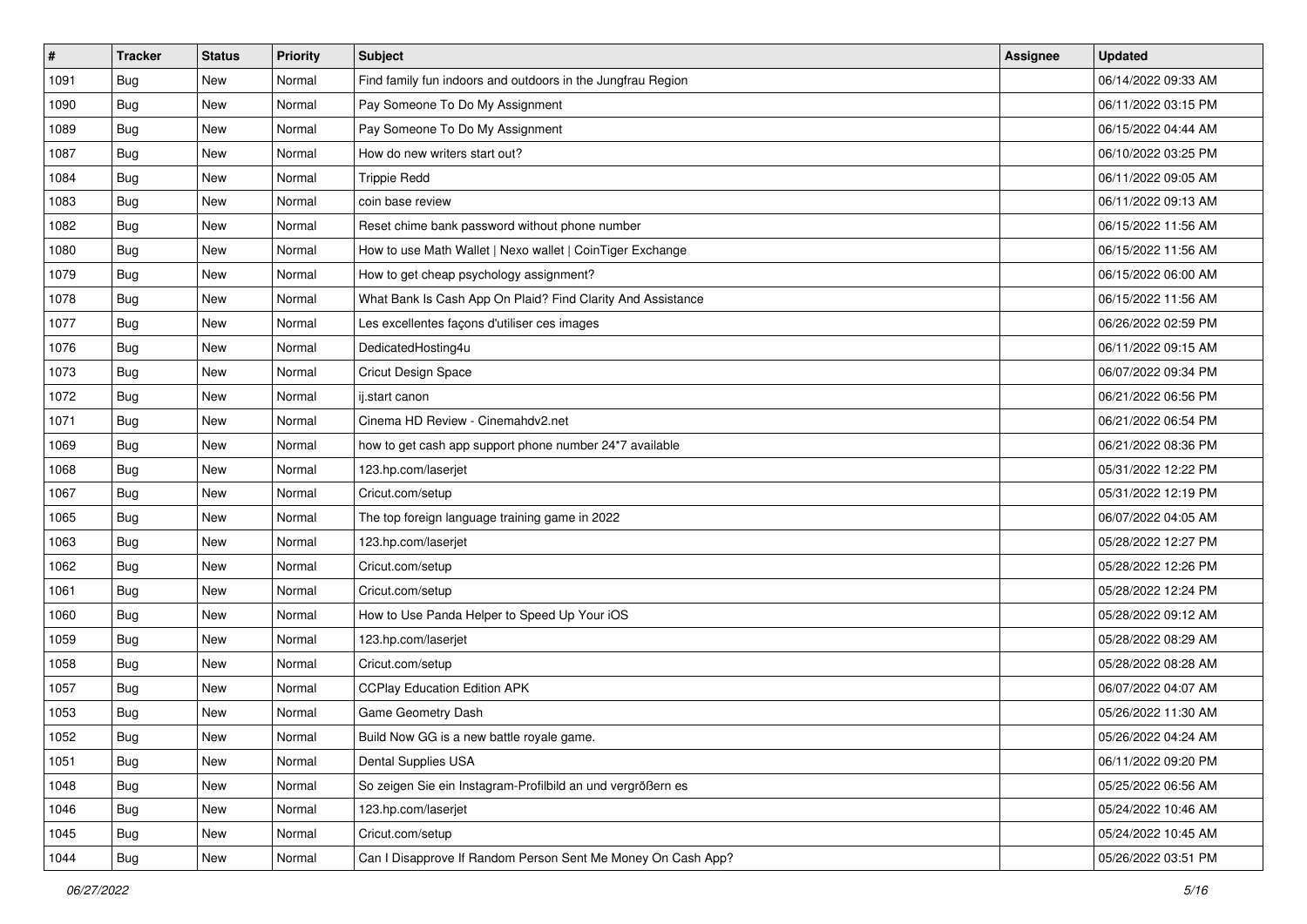| # | Tracker | Status | Priority | Subject | Assignee | Updated |
|---|---|---|---|---|---|---|
| 1091 | Bug | New | Normal | Find family fun indoors and outdoors in the Jungfrau Region | | 06/14/2022 09:33 AM |
| 1090 | Bug | New | Normal | Pay Someone To Do My Assignment | | 06/11/2022 03:15 PM |
| 1089 | Bug | New | Normal | Pay Someone To Do My Assignment | | 06/15/2022 04:44 AM |
| 1087 | Bug | New | Normal | How do new writers start out? | | 06/10/2022 03:25 PM |
| 1084 | Bug | New | Normal | Trippie Redd | | 06/11/2022 09:05 AM |
| 1083 | Bug | New | Normal | coin base review | | 06/11/2022 09:13 AM |
| 1082 | Bug | New | Normal | Reset chime bank password without phone number | | 06/15/2022 11:56 AM |
| 1080 | Bug | New | Normal | How to use Math Wallet \| Nexo wallet \| CoinTiger Exchange | | 06/15/2022 11:56 AM |
| 1079 | Bug | New | Normal | How to get cheap psychology assignment? | | 06/15/2022 06:00 AM |
| 1078 | Bug | New | Normal | What Bank Is Cash App On Plaid? Find Clarity And Assistance | | 06/15/2022 11:56 AM |
| 1077 | Bug | New | Normal | Les excellentes façons d'utiliser ces images | | 06/26/2022 02:59 PM |
| 1076 | Bug | New | Normal | DedicatedHosting4u | | 06/11/2022 09:15 AM |
| 1073 | Bug | New | Normal | Cricut Design Space | | 06/07/2022 09:34 PM |
| 1072 | Bug | New | Normal | ij.start canon | | 06/21/2022 06:56 PM |
| 1071 | Bug | New | Normal | Cinema HD Review - Cinemahdv2.net | | 06/21/2022 06:54 PM |
| 1069 | Bug | New | Normal | how to get cash app support phone number 24*7 available | | 06/21/2022 08:36 PM |
| 1068 | Bug | New | Normal | 123.hp.com/laserjet | | 05/31/2022 12:22 PM |
| 1067 | Bug | New | Normal | Cricut.com/setup | | 05/31/2022 12:19 PM |
| 1065 | Bug | New | Normal | The top foreign language training game in 2022 | | 06/07/2022 04:05 AM |
| 1063 | Bug | New | Normal | 123.hp.com/laserjet | | 05/28/2022 12:27 PM |
| 1062 | Bug | New | Normal | Cricut.com/setup | | 05/28/2022 12:26 PM |
| 1061 | Bug | New | Normal | Cricut.com/setup | | 05/28/2022 12:24 PM |
| 1060 | Bug | New | Normal | How to Use Panda Helper to Speed Up Your iOS | | 05/28/2022 09:12 AM |
| 1059 | Bug | New | Normal | 123.hp.com/laserjet | | 05/28/2022 08:29 AM |
| 1058 | Bug | New | Normal | Cricut.com/setup | | 05/28/2022 08:28 AM |
| 1057 | Bug | New | Normal | CCPlay Education Edition APK | | 06/07/2022 04:07 AM |
| 1053 | Bug | New | Normal | Game Geometry Dash | | 05/26/2022 11:30 AM |
| 1052 | Bug | New | Normal | Build Now GG is a new battle royale game. | | 05/26/2022 04:24 AM |
| 1051 | Bug | New | Normal | Dental Supplies USA | | 06/11/2022 09:20 PM |
| 1048 | Bug | New | Normal | So zeigen Sie ein Instagram-Profilbild an und vergrößern es | | 05/25/2022 06:56 AM |
| 1046 | Bug | New | Normal | 123.hp.com/laserjet | | 05/24/2022 10:46 AM |
| 1045 | Bug | New | Normal | Cricut.com/setup | | 05/24/2022 10:45 AM |
| 1044 | Bug | New | Normal | Can I Disapprove If Random Person Sent Me Money On Cash App? | | 05/26/2022 03:51 PM |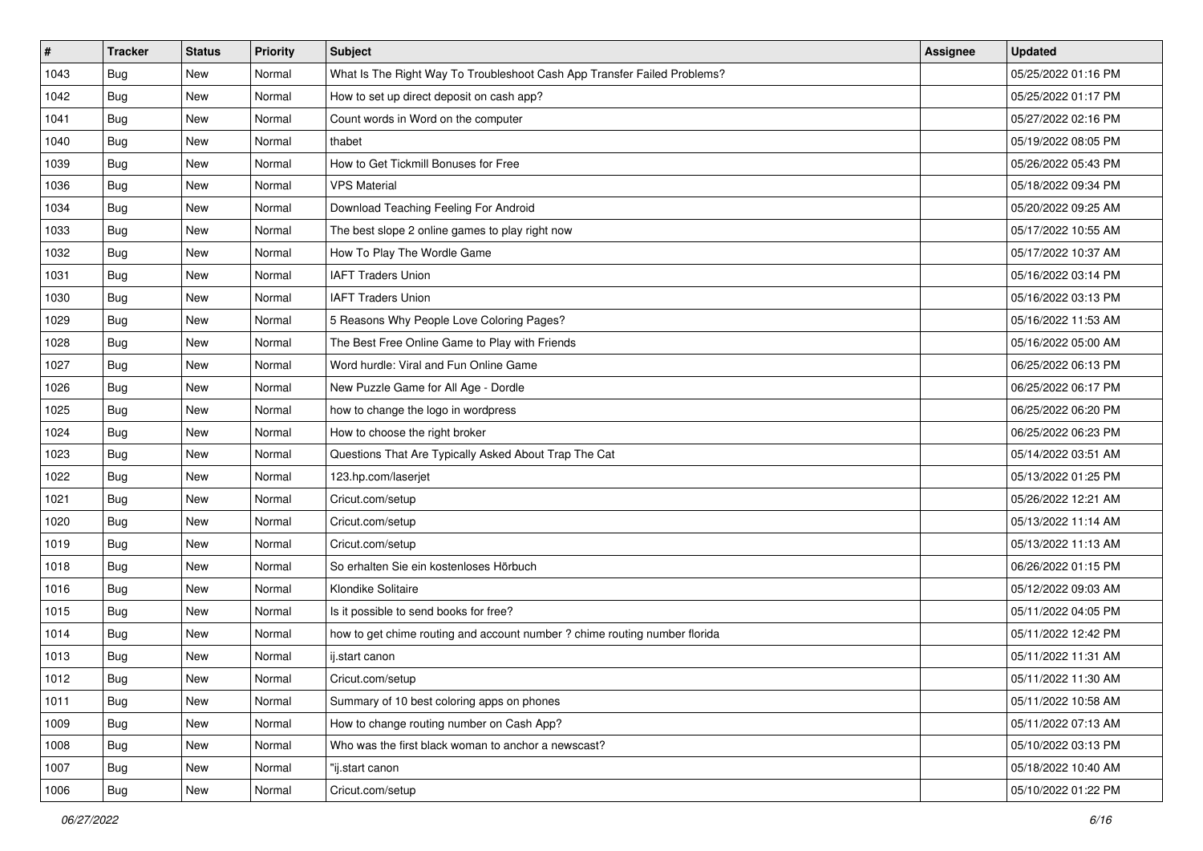| # | Tracker | Status | Priority | Subject | Assignee | Updated |
|---|---|---|---|---|---|---|
| 1043 | Bug | New | Normal | What Is The Right Way To Troubleshoot Cash App Transfer Failed Problems? | | 05/25/2022 01:16 PM |
| 1042 | Bug | New | Normal | How to set up direct deposit on cash app? | | 05/25/2022 01:17 PM |
| 1041 | Bug | New | Normal | Count words in Word on the computer | | 05/27/2022 02:16 PM |
| 1040 | Bug | New | Normal | thabet | | 05/19/2022 08:05 PM |
| 1039 | Bug | New | Normal | How to Get Tickmill Bonuses for Free | | 05/26/2022 05:43 PM |
| 1036 | Bug | New | Normal | VPS Material | | 05/18/2022 09:34 PM |
| 1034 | Bug | New | Normal | Download Teaching Feeling For Android | | 05/20/2022 09:25 AM |
| 1033 | Bug | New | Normal | The best slope 2 online games to play right now | | 05/17/2022 10:55 AM |
| 1032 | Bug | New | Normal | How To Play The Wordle Game | | 05/17/2022 10:37 AM |
| 1031 | Bug | New | Normal | IAFT Traders Union | | 05/16/2022 03:14 PM |
| 1030 | Bug | New | Normal | IAFT Traders Union | | 05/16/2022 03:13 PM |
| 1029 | Bug | New | Normal | 5 Reasons Why People Love Coloring Pages? | | 05/16/2022 11:53 AM |
| 1028 | Bug | New | Normal | The Best Free Online Game to Play with Friends | | 05/16/2022 05:00 AM |
| 1027 | Bug | New | Normal | Word hurdle: Viral and Fun Online Game | | 06/25/2022 06:13 PM |
| 1026 | Bug | New | Normal | New Puzzle Game for All Age - Dordle | | 06/25/2022 06:17 PM |
| 1025 | Bug | New | Normal | how to change the logo in wordpress | | 06/25/2022 06:20 PM |
| 1024 | Bug | New | Normal | How to choose the right broker | | 06/25/2022 06:23 PM |
| 1023 | Bug | New | Normal | Questions That Are Typically Asked About Trap The Cat | | 05/14/2022 03:51 AM |
| 1022 | Bug | New | Normal | 123.hp.com/laserjet | | 05/13/2022 01:25 PM |
| 1021 | Bug | New | Normal | Cricut.com/setup | | 05/26/2022 12:21 AM |
| 1020 | Bug | New | Normal | Cricut.com/setup | | 05/13/2022 11:14 AM |
| 1019 | Bug | New | Normal | Cricut.com/setup | | 05/13/2022 11:13 AM |
| 1018 | Bug | New | Normal | So erhalten Sie ein kostenloses Hörbuch | | 06/26/2022 01:15 PM |
| 1016 | Bug | New | Normal | Klondike Solitaire | | 05/12/2022 09:03 AM |
| 1015 | Bug | New | Normal | Is it possible to send books for free? | | 05/11/2022 04:05 PM |
| 1014 | Bug | New | Normal | how to get chime routing and account number ? chime routing number florida | | 05/11/2022 12:42 PM |
| 1013 | Bug | New | Normal | ij.start canon | | 05/11/2022 11:31 AM |
| 1012 | Bug | New | Normal | Cricut.com/setup | | 05/11/2022 11:30 AM |
| 1011 | Bug | New | Normal | Summary of 10 best coloring apps on phones | | 05/11/2022 10:58 AM |
| 1009 | Bug | New | Normal | How to change routing number on Cash App? | | 05/11/2022 07:13 AM |
| 1008 | Bug | New | Normal | Who was the first black woman to anchor a newscast? | | 05/10/2022 03:13 PM |
| 1007 | Bug | New | Normal | "ij.start canon | | 05/18/2022 10:40 AM |
| 1006 | Bug | New | Normal | Cricut.com/setup | | 05/10/2022 01:22 PM |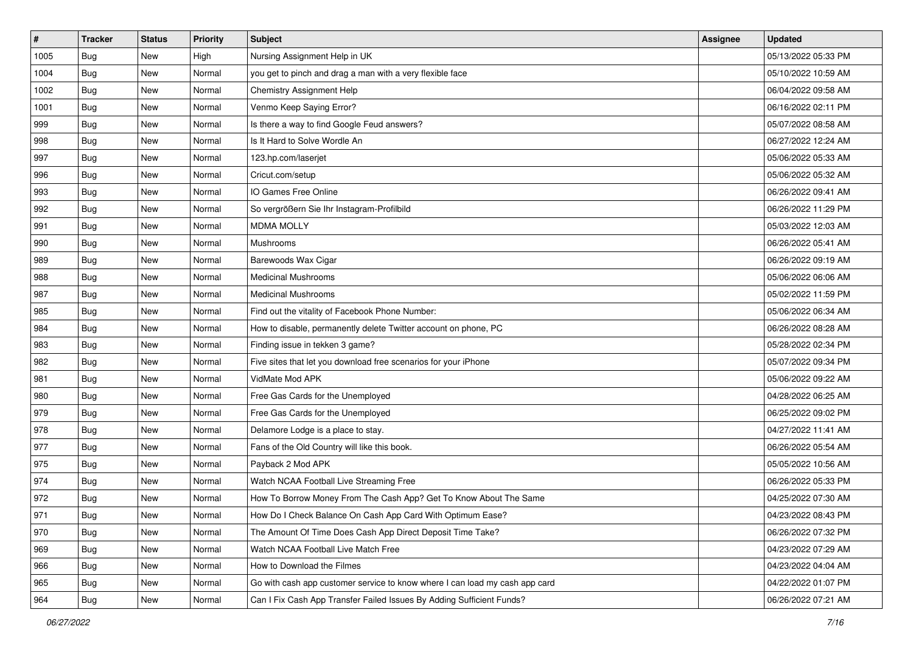| # | Tracker | Status | Priority | Subject | Assignee | Updated |
|---|---|---|---|---|---|---|
| 1005 | Bug | New | High | Nursing Assignment Help in UK | | 05/13/2022 05:33 PM |
| 1004 | Bug | New | Normal | you get to pinch and drag a man with a very flexible face | | 05/10/2022 10:59 AM |
| 1002 | Bug | New | Normal | Chemistry Assignment Help | | 06/04/2022 09:58 AM |
| 1001 | Bug | New | Normal | Venmo Keep Saying Error? | | 06/16/2022 02:11 PM |
| 999 | Bug | New | Normal | Is there a way to find Google Feud answers? | | 05/07/2022 08:58 AM |
| 998 | Bug | New | Normal | Is It Hard to Solve Wordle An | | 06/27/2022 12:24 AM |
| 997 | Bug | New | Normal | 123.hp.com/laserjet | | 05/06/2022 05:33 AM |
| 996 | Bug | New | Normal | Cricut.com/setup | | 05/06/2022 05:32 AM |
| 993 | Bug | New | Normal | IO Games Free Online | | 06/26/2022 09:41 AM |
| 992 | Bug | New | Normal | So vergrößern Sie Ihr Instagram-Profilbild | | 06/26/2022 11:29 PM |
| 991 | Bug | New | Normal | MDMA MOLLY | | 05/03/2022 12:03 AM |
| 990 | Bug | New | Normal | Mushrooms | | 06/26/2022 05:41 AM |
| 989 | Bug | New | Normal | Barewoods Wax Cigar | | 06/26/2022 09:19 AM |
| 988 | Bug | New | Normal | Medicinal Mushrooms | | 05/06/2022 06:06 AM |
| 987 | Bug | New | Normal | Medicinal Mushrooms | | 05/02/2022 11:59 PM |
| 985 | Bug | New | Normal | Find out the vitality of Facebook Phone Number: | | 05/06/2022 06:34 AM |
| 984 | Bug | New | Normal | How to disable, permanently delete Twitter account on phone, PC | | 06/26/2022 08:28 AM |
| 983 | Bug | New | Normal | Finding issue in tekken 3 game? | | 05/28/2022 02:34 PM |
| 982 | Bug | New | Normal | Five sites that let you download free scenarios for your iPhone | | 05/07/2022 09:34 PM |
| 981 | Bug | New | Normal | VidMate Mod APK | | 05/06/2022 09:22 AM |
| 980 | Bug | New | Normal | Free Gas Cards for the Unemployed | | 04/28/2022 06:25 AM |
| 979 | Bug | New | Normal | Free Gas Cards for the Unemployed | | 06/25/2022 09:02 PM |
| 978 | Bug | New | Normal | Delamore Lodge is a place to stay. | | 04/27/2022 11:41 AM |
| 977 | Bug | New | Normal | Fans of the Old Country will like this book. | | 06/26/2022 05:54 AM |
| 975 | Bug | New | Normal | Payback 2 Mod APK | | 05/05/2022 10:56 AM |
| 974 | Bug | New | Normal | Watch NCAA Football Live Streaming Free | | 06/26/2022 05:33 PM |
| 972 | Bug | New | Normal | How To Borrow Money From The Cash App? Get To Know About The Same | | 04/25/2022 07:30 AM |
| 971 | Bug | New | Normal | How Do I Check Balance On Cash App Card With Optimum Ease? | | 04/23/2022 08:43 PM |
| 970 | Bug | New | Normal | The Amount Of Time Does Cash App Direct Deposit Time Take? | | 06/26/2022 07:32 PM |
| 969 | Bug | New | Normal | Watch NCAA Football Live Match Free | | 04/23/2022 07:29 AM |
| 966 | Bug | New | Normal | How to Download the Filmes | | 04/23/2022 04:04 AM |
| 965 | Bug | New | Normal | Go with cash app customer service to know where I can load my cash app card | | 04/22/2022 01:07 PM |
| 964 | Bug | New | Normal | Can I Fix Cash App Transfer Failed Issues By Adding Sufficient Funds? | | 06/26/2022 07:21 AM |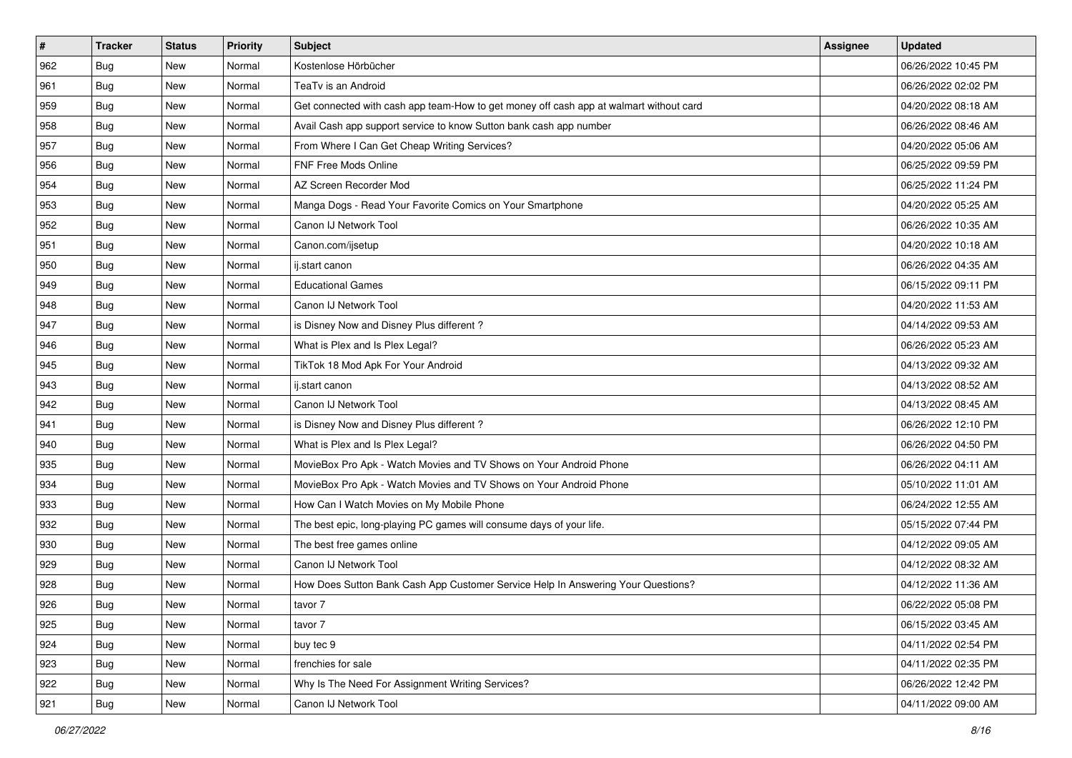| # | Tracker | Status | Priority | Subject | Assignee | Updated |
|---|---|---|---|---|---|---|
| 962 | Bug | New | Normal | Kostenlose Hörbücher | | 06/26/2022 10:45 PM |
| 961 | Bug | New | Normal | TeaTv is an Android | | 06/26/2022 02:02 PM |
| 959 | Bug | New | Normal | Get connected with cash app team-How to get money off cash app at walmart without card | | 04/20/2022 08:18 AM |
| 958 | Bug | New | Normal | Avail Cash app support service to know Sutton bank cash app number | | 06/26/2022 08:46 AM |
| 957 | Bug | New | Normal | From Where I Can Get Cheap Writing Services? | | 04/20/2022 05:06 AM |
| 956 | Bug | New | Normal | FNF Free Mods Online | | 06/25/2022 09:59 PM |
| 954 | Bug | New | Normal | AZ Screen Recorder Mod | | 06/25/2022 11:24 PM |
| 953 | Bug | New | Normal | Manga Dogs - Read Your Favorite Comics on Your Smartphone | | 04/20/2022 05:25 AM |
| 952 | Bug | New | Normal | Canon IJ Network Tool | | 06/26/2022 10:35 AM |
| 951 | Bug | New | Normal | Canon.com/ijsetup | | 04/20/2022 10:18 AM |
| 950 | Bug | New | Normal | ij.start canon | | 06/26/2022 04:35 AM |
| 949 | Bug | New | Normal | Educational Games | | 06/15/2022 09:11 PM |
| 948 | Bug | New | Normal | Canon IJ Network Tool | | 04/20/2022 11:53 AM |
| 947 | Bug | New | Normal | is Disney Now and Disney Plus different ? | | 04/14/2022 09:53 AM |
| 946 | Bug | New | Normal | What is Plex and Is Plex Legal? | | 06/26/2022 05:23 AM |
| 945 | Bug | New | Normal | TikTok 18 Mod Apk For Your Android | | 04/13/2022 09:32 AM |
| 943 | Bug | New | Normal | ij.start canon | | 04/13/2022 08:52 AM |
| 942 | Bug | New | Normal | Canon IJ Network Tool | | 04/13/2022 08:45 AM |
| 941 | Bug | New | Normal | is Disney Now and Disney Plus different ? | | 06/26/2022 12:10 PM |
| 940 | Bug | New | Normal | What is Plex and Is Plex Legal? | | 06/26/2022 04:50 PM |
| 935 | Bug | New | Normal | MovieBox Pro Apk - Watch Movies and TV Shows on Your Android Phone | | 06/26/2022 04:11 AM |
| 934 | Bug | New | Normal | MovieBox Pro Apk - Watch Movies and TV Shows on Your Android Phone | | 05/10/2022 11:01 AM |
| 933 | Bug | New | Normal | How Can I Watch Movies on My Mobile Phone | | 06/24/2022 12:55 AM |
| 932 | Bug | New | Normal | The best epic, long-playing PC games will consume days of your life. | | 05/15/2022 07:44 PM |
| 930 | Bug | New | Normal | The best free games online | | 04/12/2022 09:05 AM |
| 929 | Bug | New | Normal | Canon IJ Network Tool | | 04/12/2022 08:32 AM |
| 928 | Bug | New | Normal | How Does Sutton Bank Cash App Customer Service Help In Answering Your Questions? | | 04/12/2022 11:36 AM |
| 926 | Bug | New | Normal | tavor 7 | | 06/22/2022 05:08 PM |
| 925 | Bug | New | Normal | tavor 7 | | 06/15/2022 03:45 AM |
| 924 | Bug | New | Normal | buy tec 9 | | 04/11/2022 02:54 PM |
| 923 | Bug | New | Normal | frenchies for sale | | 04/11/2022 02:35 PM |
| 922 | Bug | New | Normal | Why Is The Need For Assignment Writing Services? | | 06/26/2022 12:42 PM |
| 921 | Bug | New | Normal | Canon IJ Network Tool | | 04/11/2022 09:00 AM |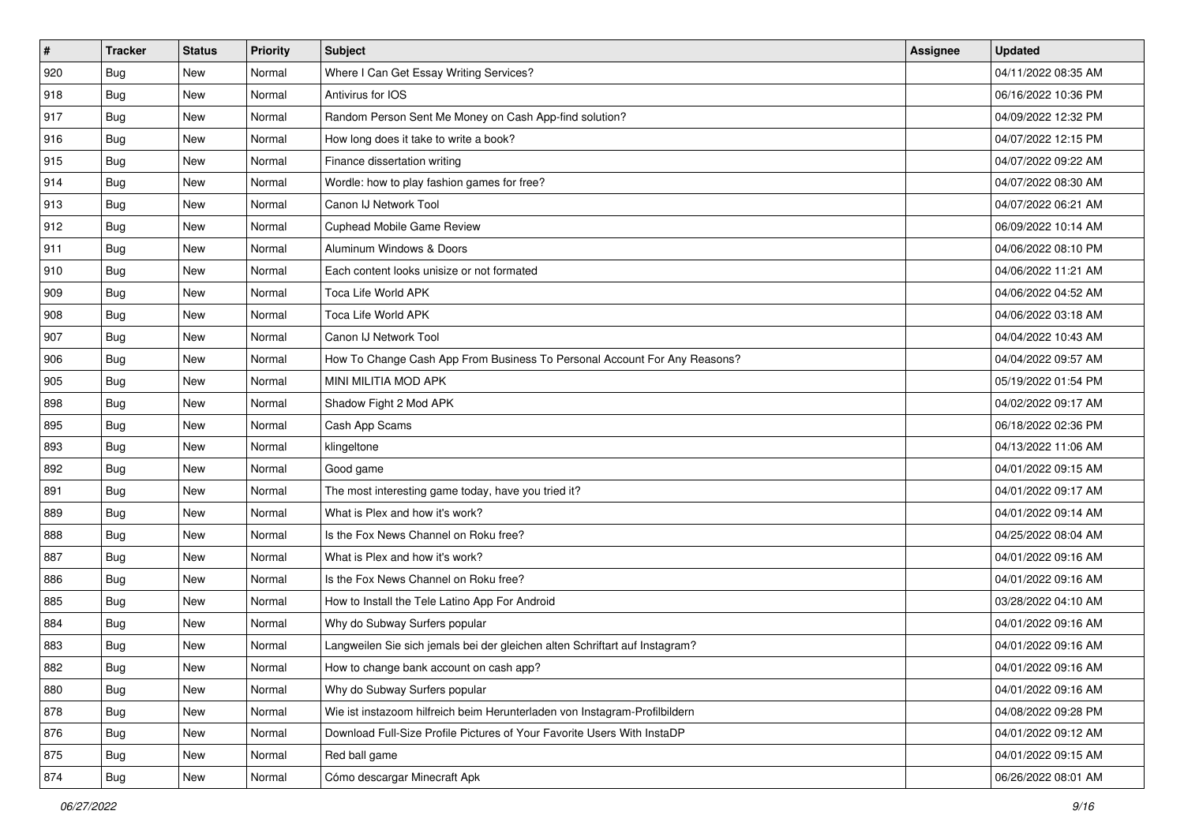| # | Tracker | Status | Priority | Subject | Assignee | Updated |
|---|---|---|---|---|---|---|
| 920 | Bug | New | Normal | Where I Can Get Essay Writing Services? | | 04/11/2022 08:35 AM |
| 918 | Bug | New | Normal | Antivirus for IOS | | 06/16/2022 10:36 PM |
| 917 | Bug | New | Normal | Random Person Sent Me Money on Cash App-find solution? | | 04/09/2022 12:32 PM |
| 916 | Bug | New | Normal | How long does it take to write a book? | | 04/07/2022 12:15 PM |
| 915 | Bug | New | Normal | Finance dissertation writing | | 04/07/2022 09:22 AM |
| 914 | Bug | New | Normal | Wordle: how to play fashion games for free? | | 04/07/2022 08:30 AM |
| 913 | Bug | New | Normal | Canon IJ Network Tool | | 04/07/2022 06:21 AM |
| 912 | Bug | New | Normal | Cuphead Mobile Game Review | | 06/09/2022 10:14 AM |
| 911 | Bug | New | Normal | Aluminum Windows & Doors | | 04/06/2022 08:10 PM |
| 910 | Bug | New | Normal | Each content looks unisize or not formated | | 04/06/2022 11:21 AM |
| 909 | Bug | New | Normal | Toca Life World APK | | 04/06/2022 04:52 AM |
| 908 | Bug | New | Normal | Toca Life World APK | | 04/06/2022 03:18 AM |
| 907 | Bug | New | Normal | Canon IJ Network Tool | | 04/04/2022 10:43 AM |
| 906 | Bug | New | Normal | How To Change Cash App From Business To Personal Account For Any Reasons? | | 04/04/2022 09:57 AM |
| 905 | Bug | New | Normal | MINI MILITIA MOD APK | | 05/19/2022 01:54 PM |
| 898 | Bug | New | Normal | Shadow Fight 2 Mod APK | | 04/02/2022 09:17 AM |
| 895 | Bug | New | Normal | Cash App Scams | | 06/18/2022 02:36 PM |
| 893 | Bug | New | Normal | klingeltone | | 04/13/2022 11:06 AM |
| 892 | Bug | New | Normal | Good game | | 04/01/2022 09:15 AM |
| 891 | Bug | New | Normal | The most interesting game today, have you tried it? | | 04/01/2022 09:17 AM |
| 889 | Bug | New | Normal | What is Plex and how it's work? | | 04/01/2022 09:14 AM |
| 888 | Bug | New | Normal | Is the Fox News Channel on Roku free? | | 04/25/2022 08:04 AM |
| 887 | Bug | New | Normal | What is Plex and how it's work? | | 04/01/2022 09:16 AM |
| 886 | Bug | New | Normal | Is the Fox News Channel on Roku free? | | 04/01/2022 09:16 AM |
| 885 | Bug | New | Normal | How to Install the Tele Latino App For Android | | 03/28/2022 04:10 AM |
| 884 | Bug | New | Normal | Why do Subway Surfers popular | | 04/01/2022 09:16 AM |
| 883 | Bug | New | Normal | Langweilen Sie sich jemals bei der gleichen alten Schriftart auf Instagram? | | 04/01/2022 09:16 AM |
| 882 | Bug | New | Normal | How to change bank account on cash app? | | 04/01/2022 09:16 AM |
| 880 | Bug | New | Normal | Why do Subway Surfers popular | | 04/01/2022 09:16 AM |
| 878 | Bug | New | Normal | Wie ist instazoom hilfreich beim Herunterladen von Instagram-Profilbildern | | 04/08/2022 09:28 PM |
| 876 | Bug | New | Normal | Download Full-Size Profile Pictures of Your Favorite Users With InstaDP | | 04/01/2022 09:12 AM |
| 875 | Bug | New | Normal | Red ball game | | 04/01/2022 09:15 AM |
| 874 | Bug | New | Normal | Cómo descargar Minecraft Apk | | 06/26/2022 08:01 AM |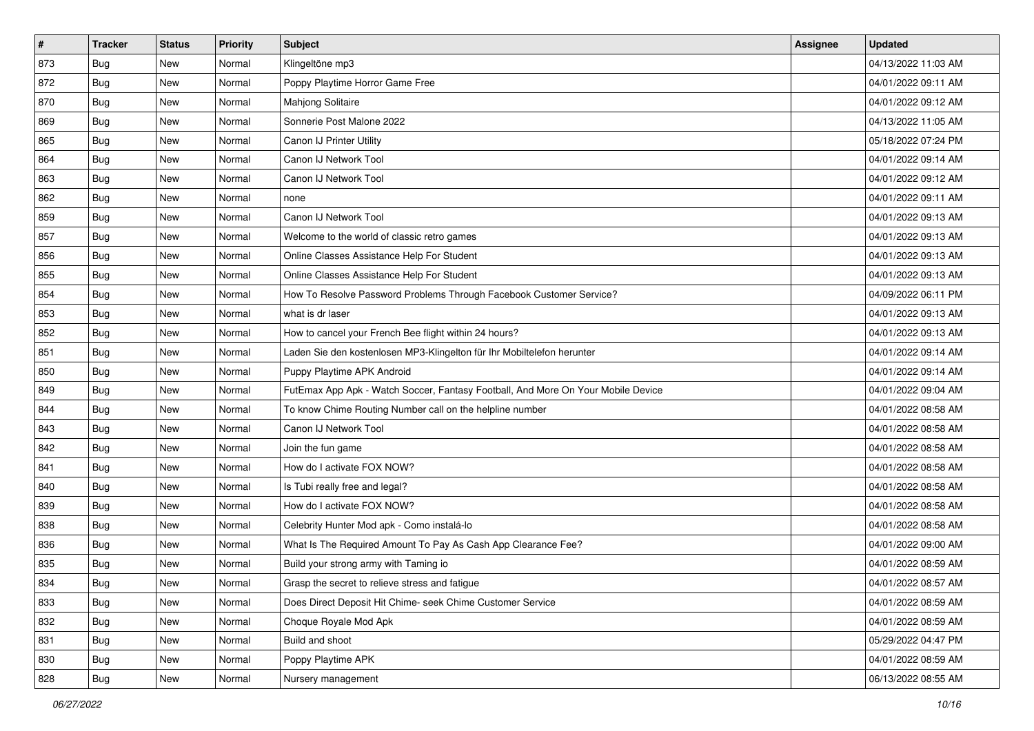| # | Tracker | Status | Priority | Subject | Assignee | Updated |
|---|---|---|---|---|---|---|
| 873 | Bug | New | Normal | Klingeltöne mp3 | | 04/13/2022 11:03 AM |
| 872 | Bug | New | Normal | Poppy Playtime Horror Game Free | | 04/01/2022 09:11 AM |
| 870 | Bug | New | Normal | Mahjong Solitaire | | 04/01/2022 09:12 AM |
| 869 | Bug | New | Normal | Sonnerie Post Malone 2022 | | 04/13/2022 11:05 AM |
| 865 | Bug | New | Normal | Canon IJ Printer Utility | | 05/18/2022 07:24 PM |
| 864 | Bug | New | Normal | Canon IJ Network Tool | | 04/01/2022 09:14 AM |
| 863 | Bug | New | Normal | Canon IJ Network Tool | | 04/01/2022 09:12 AM |
| 862 | Bug | New | Normal | none | | 04/01/2022 09:11 AM |
| 859 | Bug | New | Normal | Canon IJ Network Tool | | 04/01/2022 09:13 AM |
| 857 | Bug | New | Normal | Welcome to the world of classic retro games | | 04/01/2022 09:13 AM |
| 856 | Bug | New | Normal | Online Classes Assistance Help For Student | | 04/01/2022 09:13 AM |
| 855 | Bug | New | Normal | Online Classes Assistance Help For Student | | 04/01/2022 09:13 AM |
| 854 | Bug | New | Normal | How To Resolve Password Problems Through Facebook Customer Service? | | 04/09/2022 06:11 PM |
| 853 | Bug | New | Normal | what is dr laser | | 04/01/2022 09:13 AM |
| 852 | Bug | New | Normal | How to cancel your French Bee flight within 24 hours? | | 04/01/2022 09:13 AM |
| 851 | Bug | New | Normal | Laden Sie den kostenlosen MP3-Klingelton für Ihr Mobiltelefon herunter | | 04/01/2022 09:14 AM |
| 850 | Bug | New | Normal | Puppy Playtime APK Android | | 04/01/2022 09:14 AM |
| 849 | Bug | New | Normal | FutEmax App Apk - Watch Soccer, Fantasy Football, And More On Your Mobile Device | | 04/01/2022 09:04 AM |
| 844 | Bug | New | Normal | To know Chime Routing Number call on the helpline number | | 04/01/2022 08:58 AM |
| 843 | Bug | New | Normal | Canon IJ Network Tool | | 04/01/2022 08:58 AM |
| 842 | Bug | New | Normal | Join the fun game | | 04/01/2022 08:58 AM |
| 841 | Bug | New | Normal | How do I activate FOX NOW? | | 04/01/2022 08:58 AM |
| 840 | Bug | New | Normal | Is Tubi really free and legal? | | 04/01/2022 08:58 AM |
| 839 | Bug | New | Normal | How do I activate FOX NOW? | | 04/01/2022 08:58 AM |
| 838 | Bug | New | Normal | Celebrity Hunter Mod apk - Como instalá-lo | | 04/01/2022 08:58 AM |
| 836 | Bug | New | Normal | What Is The Required Amount To Pay As Cash App Clearance Fee? | | 04/01/2022 09:00 AM |
| 835 | Bug | New | Normal | Build your strong army with Taming io | | 04/01/2022 08:59 AM |
| 834 | Bug | New | Normal | Grasp the secret to relieve stress and fatigue | | 04/01/2022 08:57 AM |
| 833 | Bug | New | Normal | Does Direct Deposit Hit Chime- seek Chime Customer Service | | 04/01/2022 08:59 AM |
| 832 | Bug | New | Normal | Choque Royale Mod Apk | | 04/01/2022 08:59 AM |
| 831 | Bug | New | Normal | Build and shoot | | 05/29/2022 04:47 PM |
| 830 | Bug | New | Normal | Poppy Playtime APK | | 04/01/2022 08:59 AM |
| 828 | Bug | New | Normal | Nursery management | | 06/13/2022 08:55 AM |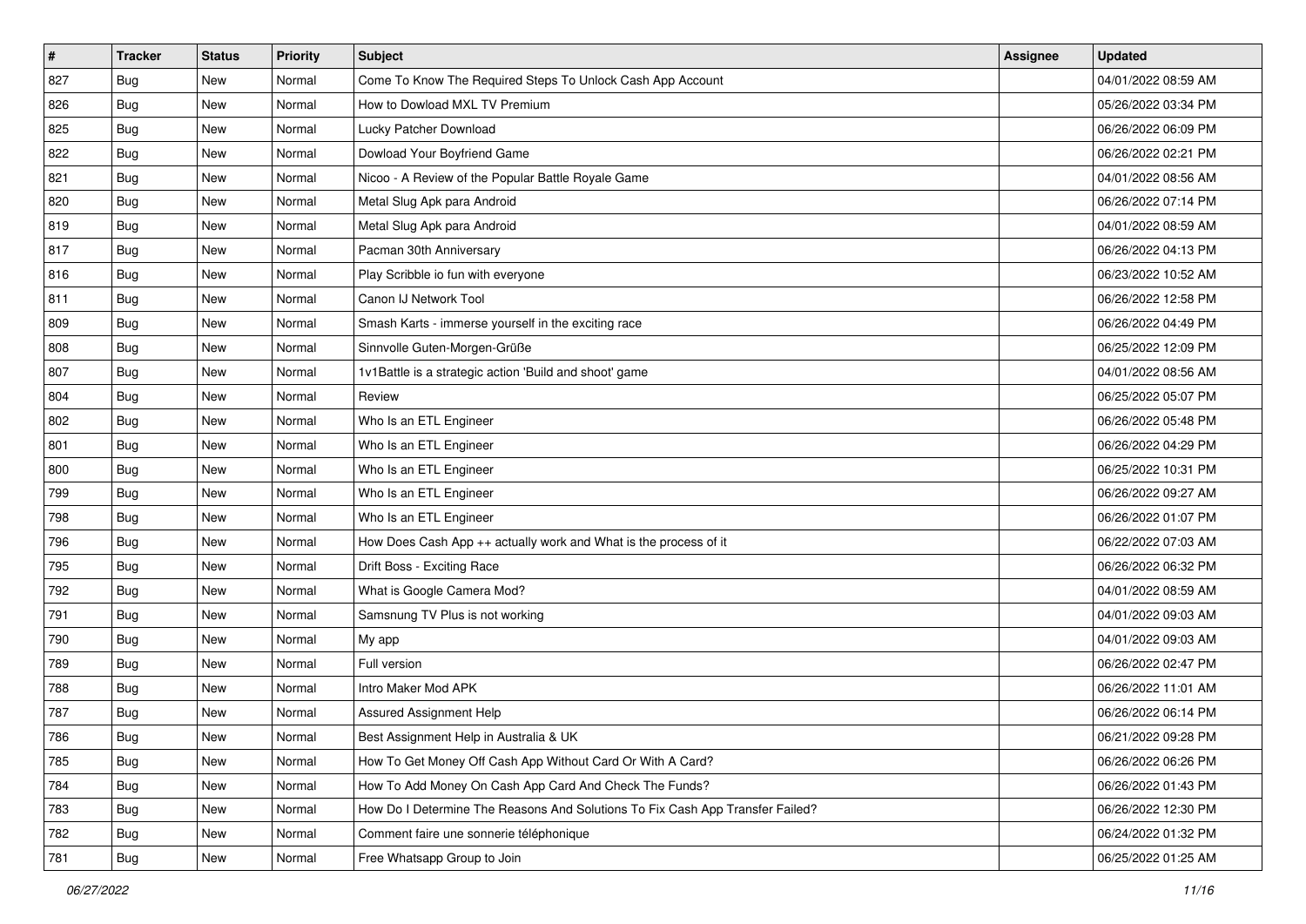| # | Tracker | Status | Priority | Subject | Assignee | Updated |
|---|---|---|---|---|---|---|
| 827 | Bug | New | Normal | Come To Know The Required Steps To Unlock Cash App Account | | 04/01/2022 08:59 AM |
| 826 | Bug | New | Normal | How to Dowload MXL TV Premium | | 05/26/2022 03:34 PM |
| 825 | Bug | New | Normal | Lucky Patcher Download | | 06/26/2022 06:09 PM |
| 822 | Bug | New | Normal | Dowload Your Boyfriend Game | | 06/26/2022 02:21 PM |
| 821 | Bug | New | Normal | Nicoo - A Review of the Popular Battle Royale Game | | 04/01/2022 08:56 AM |
| 820 | Bug | New | Normal | Metal Slug Apk para Android | | 06/26/2022 07:14 PM |
| 819 | Bug | New | Normal | Metal Slug Apk para Android | | 04/01/2022 08:59 AM |
| 817 | Bug | New | Normal | Pacman 30th Anniversary | | 06/26/2022 04:13 PM |
| 816 | Bug | New | Normal | Play Scribble io fun with everyone | | 06/23/2022 10:52 AM |
| 811 | Bug | New | Normal | Canon IJ Network Tool | | 06/26/2022 12:58 PM |
| 809 | Bug | New | Normal | Smash Karts - immerse yourself in the exciting race | | 06/26/2022 04:49 PM |
| 808 | Bug | New | Normal | Sinnvolle Guten-Morgen-Grüße | | 06/25/2022 12:09 PM |
| 807 | Bug | New | Normal | 1v1Battle is a strategic action 'Build and shoot' game | | 04/01/2022 08:56 AM |
| 804 | Bug | New | Normal | Review | | 06/25/2022 05:07 PM |
| 802 | Bug | New | Normal | Who Is an ETL Engineer | | 06/26/2022 05:48 PM |
| 801 | Bug | New | Normal | Who Is an ETL Engineer | | 06/26/2022 04:29 PM |
| 800 | Bug | New | Normal | Who Is an ETL Engineer | | 06/25/2022 10:31 PM |
| 799 | Bug | New | Normal | Who Is an ETL Engineer | | 06/26/2022 09:27 AM |
| 798 | Bug | New | Normal | Who Is an ETL Engineer | | 06/26/2022 01:07 PM |
| 796 | Bug | New | Normal | How Does Cash App ++ actually work and What is the process of it | | 06/22/2022 07:03 AM |
| 795 | Bug | New | Normal | Drift Boss - Exciting Race | | 06/26/2022 06:32 PM |
| 792 | Bug | New | Normal | What is Google Camera Mod? | | 04/01/2022 08:59 AM |
| 791 | Bug | New | Normal | Samsnung TV Plus is not working | | 04/01/2022 09:03 AM |
| 790 | Bug | New | Normal | My app | | 04/01/2022 09:03 AM |
| 789 | Bug | New | Normal | Full version | | 06/26/2022 02:47 PM |
| 788 | Bug | New | Normal | Intro Maker Mod APK | | 06/26/2022 11:01 AM |
| 787 | Bug | New | Normal | Assured Assignment Help | | 06/26/2022 06:14 PM |
| 786 | Bug | New | Normal | Best Assignment Help in Australia & UK | | 06/21/2022 09:28 PM |
| 785 | Bug | New | Normal | How To Get Money Off Cash App Without Card Or With A Card? | | 06/26/2022 06:26 PM |
| 784 | Bug | New | Normal | How To Add Money On Cash App Card And Check The Funds? | | 06/26/2022 01:43 PM |
| 783 | Bug | New | Normal | How Do I Determine The Reasons And Solutions To Fix Cash App Transfer Failed? | | 06/26/2022 12:30 PM |
| 782 | Bug | New | Normal | Comment faire une sonnerie téléphonique | | 06/24/2022 01:32 PM |
| 781 | Bug | New | Normal | Free Whatsapp Group to Join | | 06/25/2022 01:25 AM |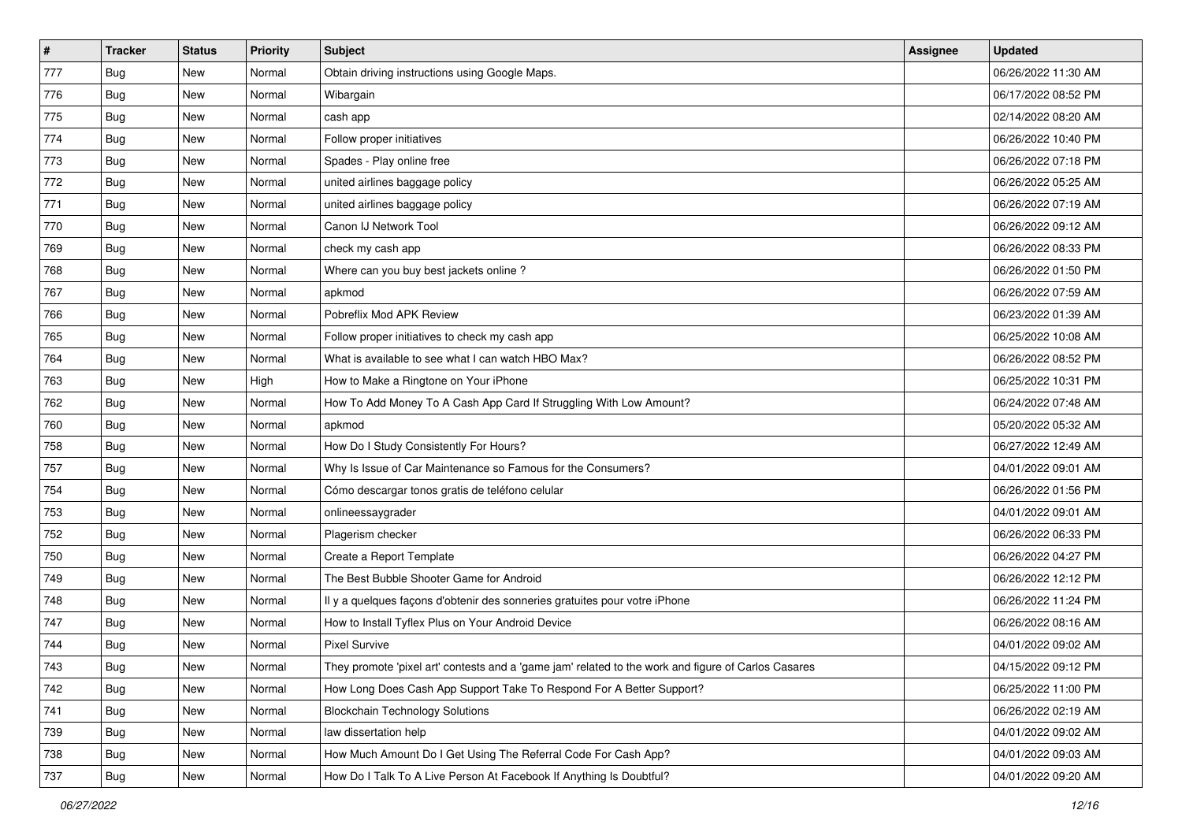| # | Tracker | Status | Priority | Subject | Assignee | Updated |
|---|---|---|---|---|---|---|
| 777 | Bug | New | Normal | Obtain driving instructions using Google Maps. | | 06/26/2022 11:30 AM |
| 776 | Bug | New | Normal | Wibargain | | 06/17/2022 08:52 PM |
| 775 | Bug | New | Normal | cash app | | 02/14/2022 08:20 AM |
| 774 | Bug | New | Normal | Follow proper initiatives | | 06/26/2022 10:40 PM |
| 773 | Bug | New | Normal | Spades - Play online free | | 06/26/2022 07:18 PM |
| 772 | Bug | New | Normal | united airlines baggage policy | | 06/26/2022 05:25 AM |
| 771 | Bug | New | Normal | united airlines baggage policy | | 06/26/2022 07:19 AM |
| 770 | Bug | New | Normal | Canon IJ Network Tool | | 06/26/2022 09:12 AM |
| 769 | Bug | New | Normal | check my cash app | | 06/26/2022 08:33 PM |
| 768 | Bug | New | Normal | Where can you buy best jackets online ? | | 06/26/2022 01:50 PM |
| 767 | Bug | New | Normal | apkmod | | 06/26/2022 07:59 AM |
| 766 | Bug | New | Normal | Pobreflix Mod APK Review | | 06/23/2022 01:39 AM |
| 765 | Bug | New | Normal | Follow proper initiatives to check my cash app | | 06/25/2022 10:08 AM |
| 764 | Bug | New | Normal | What is available to see what I can watch HBO Max? | | 06/26/2022 08:52 PM |
| 763 | Bug | New | High | How to Make a Ringtone on Your iPhone | | 06/25/2022 10:31 PM |
| 762 | Bug | New | Normal | How To Add Money To A Cash App Card If Struggling With Low Amount? | | 06/24/2022 07:48 AM |
| 760 | Bug | New | Normal | apkmod | | 05/20/2022 05:32 AM |
| 758 | Bug | New | Normal | How Do I Study Consistently For Hours? | | 06/27/2022 12:49 AM |
| 757 | Bug | New | Normal | Why Is Issue of Car Maintenance so Famous for the Consumers? | | 04/01/2022 09:01 AM |
| 754 | Bug | New | Normal | Cómo descargar tonos gratis de teléfono celular | | 06/26/2022 01:56 PM |
| 753 | Bug | New | Normal | onlineessaygrader | | 04/01/2022 09:01 AM |
| 752 | Bug | New | Normal | Plagerism checker | | 06/26/2022 06:33 PM |
| 750 | Bug | New | Normal | Create a Report Template | | 06/26/2022 04:27 PM |
| 749 | Bug | New | Normal | The Best Bubble Shooter Game for Android | | 06/26/2022 12:12 PM |
| 748 | Bug | New | Normal | Il y a quelques façons d'obtenir des sonneries gratuites pour votre iPhone | | 06/26/2022 11:24 PM |
| 747 | Bug | New | Normal | How to Install Tyflex Plus on Your Android Device | | 06/26/2022 08:16 AM |
| 744 | Bug | New | Normal | Pixel Survive | | 04/01/2022 09:02 AM |
| 743 | Bug | New | Normal | They promote 'pixel art' contests and a 'game jam' related to the work and figure of Carlos Casares | | 04/15/2022 09:12 PM |
| 742 | Bug | New | Normal | How Long Does Cash App Support Take To Respond For A Better Support? | | 06/25/2022 11:00 PM |
| 741 | Bug | New | Normal | Blockchain Technology Solutions | | 06/26/2022 02:19 AM |
| 739 | Bug | New | Normal | law dissertation help | | 04/01/2022 09:02 AM |
| 738 | Bug | New | Normal | How Much Amount Do I Get Using The Referral Code For Cash App? | | 04/01/2022 09:03 AM |
| 737 | Bug | New | Normal | How Do I Talk To A Live Person At Facebook If Anything Is Doubtful? | | 04/01/2022 09:20 AM |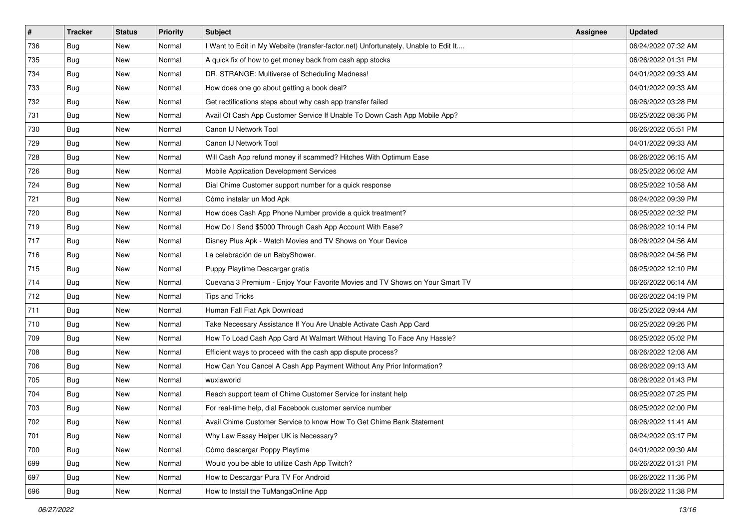| # | Tracker | Status | Priority | Subject | Assignee | Updated |
|---|---|---|---|---|---|---|
| 736 | Bug | New | Normal | I Want to Edit in My Website (transfer-factor.net) Unfortunately, Unable to Edit It.... | | 06/24/2022 07:32 AM |
| 735 | Bug | New | Normal | A quick fix of how to get money back from cash app stocks | | 06/26/2022 01:31 PM |
| 734 | Bug | New | Normal | DR. STRANGE: Multiverse of Scheduling Madness! | | 04/01/2022 09:33 AM |
| 733 | Bug | New | Normal | How does one go about getting a book deal? | | 04/01/2022 09:33 AM |
| 732 | Bug | New | Normal | Get rectifications steps about why cash app transfer failed | | 06/26/2022 03:28 PM |
| 731 | Bug | New | Normal | Avail Of Cash App Customer Service If Unable To Down Cash App Mobile App? | | 06/25/2022 08:36 PM |
| 730 | Bug | New | Normal | Canon IJ Network Tool | | 06/26/2022 05:51 PM |
| 729 | Bug | New | Normal | Canon IJ Network Tool | | 04/01/2022 09:33 AM |
| 728 | Bug | New | Normal | Will Cash App refund money if scammed? Hitches With Optimum Ease | | 06/26/2022 06:15 AM |
| 726 | Bug | New | Normal | Mobile Application Development Services | | 06/25/2022 06:02 AM |
| 724 | Bug | New | Normal | Dial Chime Customer support number for a quick response | | 06/25/2022 10:58 AM |
| 721 | Bug | New | Normal | Cómo instalar un Mod Apk | | 06/24/2022 09:39 PM |
| 720 | Bug | New | Normal | How does Cash App Phone Number provide a quick treatment? | | 06/25/2022 02:32 PM |
| 719 | Bug | New | Normal | How Do I Send $5000 Through Cash App Account With Ease? | | 06/26/2022 10:14 PM |
| 717 | Bug | New | Normal | Disney Plus Apk - Watch Movies and TV Shows on Your Device | | 06/26/2022 04:56 AM |
| 716 | Bug | New | Normal | La celebración de un BabyShower. | | 06/26/2022 04:56 PM |
| 715 | Bug | New | Normal | Puppy Playtime Descargar gratis | | 06/25/2022 12:10 PM |
| 714 | Bug | New | Normal | Cuevana 3 Premium - Enjoy Your Favorite Movies and TV Shows on Your Smart TV | | 06/26/2022 06:14 AM |
| 712 | Bug | New | Normal | Tips and Tricks | | 06/26/2022 04:19 PM |
| 711 | Bug | New | Normal | Human Fall Flat Apk Download | | 06/25/2022 09:44 AM |
| 710 | Bug | New | Normal | Take Necessary Assistance If You Are Unable Activate Cash App Card | | 06/25/2022 09:26 PM |
| 709 | Bug | New | Normal | How To Load Cash App Card At Walmart Without Having To Face Any Hassle? | | 06/25/2022 05:02 PM |
| 708 | Bug | New | Normal | Efficient ways to proceed with the cash app dispute process? | | 06/26/2022 12:08 AM |
| 706 | Bug | New | Normal | How Can You Cancel A Cash App Payment Without Any Prior Information? | | 06/26/2022 09:13 AM |
| 705 | Bug | New | Normal | wuxiaworld | | 06/26/2022 01:43 PM |
| 704 | Bug | New | Normal | Reach support team of Chime Customer Service for instant help | | 06/25/2022 07:25 PM |
| 703 | Bug | New | Normal | For real-time help, dial Facebook customer service number | | 06/25/2022 02:00 PM |
| 702 | Bug | New | Normal | Avail Chime Customer Service to know How To Get Chime Bank Statement | | 06/26/2022 11:41 AM |
| 701 | Bug | New | Normal | Why Law Essay Helper UK is Necessary? | | 06/24/2022 03:17 PM |
| 700 | Bug | New | Normal | Cómo descargar Poppy Playtime | | 04/01/2022 09:30 AM |
| 699 | Bug | New | Normal | Would you be able to utilize Cash App Twitch? | | 06/26/2022 01:31 PM |
| 697 | Bug | New | Normal | How to Descargar Pura TV For Android | | 06/26/2022 11:36 PM |
| 696 | Bug | New | Normal | How to Install the TuMangaOnline App | | 06/26/2022 11:38 PM |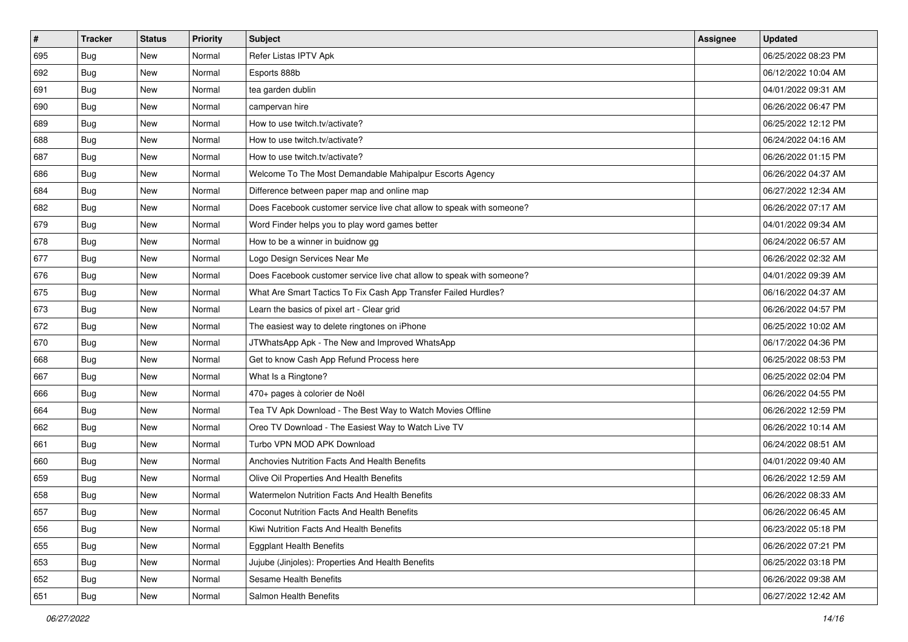| # | Tracker | Status | Priority | Subject | Assignee | Updated |
|---|---|---|---|---|---|---|
| 695 | Bug | New | Normal | Refer Listas IPTV Apk | | 06/25/2022 08:23 PM |
| 692 | Bug | New | Normal | Esports 888b | | 06/12/2022 10:04 AM |
| 691 | Bug | New | Normal | tea garden dublin | | 04/01/2022 09:31 AM |
| 690 | Bug | New | Normal | campervan hire | | 06/26/2022 06:47 PM |
| 689 | Bug | New | Normal | How to use twitch.tv/activate? | | 06/25/2022 12:12 PM |
| 688 | Bug | New | Normal | How to use twitch.tv/activate? | | 06/24/2022 04:16 AM |
| 687 | Bug | New | Normal | How to use twitch.tv/activate? | | 06/26/2022 01:15 PM |
| 686 | Bug | New | Normal | Welcome To The Most Demandable Mahipalpur Escorts Agency | | 06/26/2022 04:37 AM |
| 684 | Bug | New | Normal | Difference between paper map and online map | | 06/27/2022 12:34 AM |
| 682 | Bug | New | Normal | Does Facebook customer service live chat allow to speak with someone? | | 06/26/2022 07:17 AM |
| 679 | Bug | New | Normal | Word Finder helps you to play word games better | | 04/01/2022 09:34 AM |
| 678 | Bug | New | Normal | How to be a winner in buidnow gg | | 06/24/2022 06:57 AM |
| 677 | Bug | New | Normal | Logo Design Services Near Me | | 06/26/2022 02:32 AM |
| 676 | Bug | New | Normal | Does Facebook customer service live chat allow to speak with someone? | | 04/01/2022 09:39 AM |
| 675 | Bug | New | Normal | What Are Smart Tactics To Fix Cash App Transfer Failed Hurdles? | | 06/16/2022 04:37 AM |
| 673 | Bug | New | Normal | Learn the basics of pixel art - Clear grid | | 06/26/2022 04:57 PM |
| 672 | Bug | New | Normal | The easiest way to delete ringtones on iPhone | | 06/25/2022 10:02 AM |
| 670 | Bug | New | Normal | JTWhatsApp Apk - The New and Improved WhatsApp | | 06/17/2022 04:36 PM |
| 668 | Bug | New | Normal | Get to know Cash App Refund Process here | | 06/25/2022 08:53 PM |
| 667 | Bug | New | Normal | What Is a Ringtone? | | 06/25/2022 02:04 PM |
| 666 | Bug | New | Normal | 470+ pages à colorier de Noël | | 06/26/2022 04:55 PM |
| 664 | Bug | New | Normal | Tea TV Apk Download - The Best Way to Watch Movies Offline | | 06/26/2022 12:59 PM |
| 662 | Bug | New | Normal | Oreo TV Download - The Easiest Way to Watch Live TV | | 06/26/2022 10:14 AM |
| 661 | Bug | New | Normal | Turbo VPN MOD APK Download | | 06/24/2022 08:51 AM |
| 660 | Bug | New | Normal | Anchovies Nutrition Facts And Health Benefits | | 04/01/2022 09:40 AM |
| 659 | Bug | New | Normal | Olive Oil Properties And Health Benefits | | 06/26/2022 12:59 AM |
| 658 | Bug | New | Normal | Watermelon Nutrition Facts And Health Benefits | | 06/26/2022 08:33 AM |
| 657 | Bug | New | Normal | Coconut Nutrition Facts And Health Benefits | | 06/26/2022 06:45 AM |
| 656 | Bug | New | Normal | Kiwi Nutrition Facts And Health Benefits | | 06/23/2022 05:18 PM |
| 655 | Bug | New | Normal | Eggplant Health Benefits | | 06/26/2022 07:21 PM |
| 653 | Bug | New | Normal | Jujube (Jinjoles): Properties And Health Benefits | | 06/25/2022 03:18 PM |
| 652 | Bug | New | Normal | Sesame Health Benefits | | 06/26/2022 09:38 AM |
| 651 | Bug | New | Normal | Salmon Health Benefits | | 06/27/2022 12:42 AM |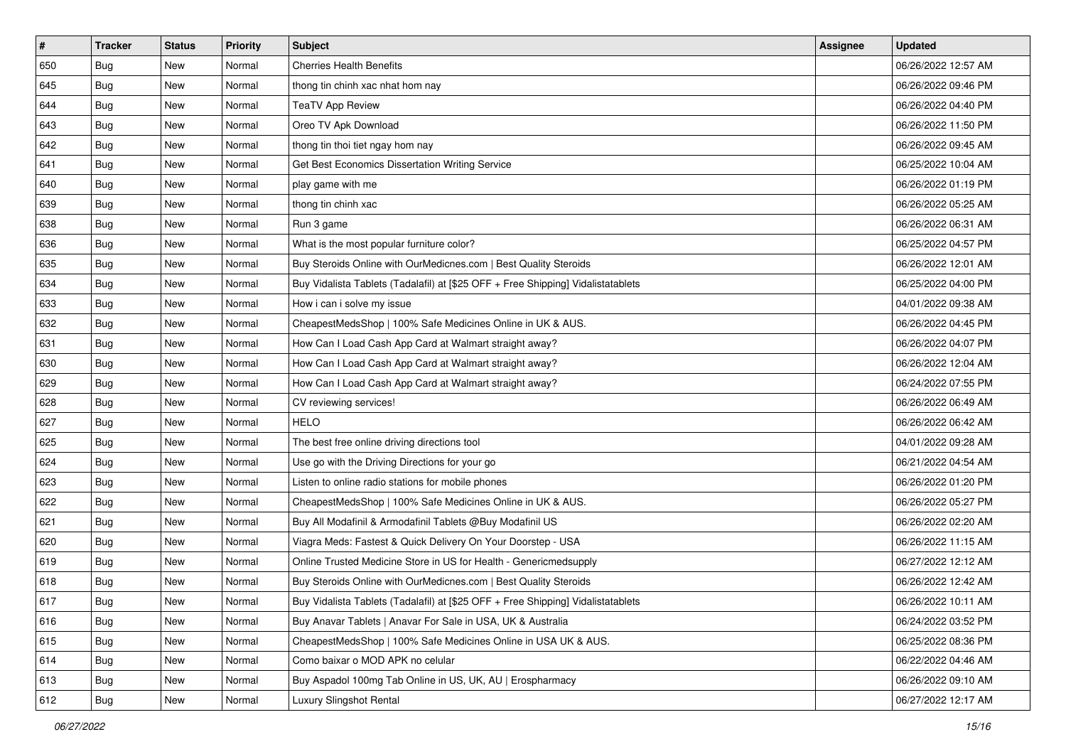| # | Tracker | Status | Priority | Subject | Assignee | Updated |
|---|---|---|---|---|---|---|
| 650 | Bug | New | Normal | Cherries Health Benefits | | 06/26/2022 12:57 AM |
| 645 | Bug | New | Normal | thong tin chinh xac nhat hom nay | | 06/26/2022 09:46 PM |
| 644 | Bug | New | Normal | TeaTV App Review | | 06/26/2022 04:40 PM |
| 643 | Bug | New | Normal | Oreo TV Apk Download | | 06/26/2022 11:50 PM |
| 642 | Bug | New | Normal | thong tin thoi tiet ngay hom nay | | 06/26/2022 09:45 AM |
| 641 | Bug | New | Normal | Get Best Economics Dissertation Writing Service | | 06/25/2022 10:04 AM |
| 640 | Bug | New | Normal | play game with me | | 06/26/2022 01:19 PM |
| 639 | Bug | New | Normal | thong tin chinh xac | | 06/26/2022 05:25 AM |
| 638 | Bug | New | Normal | Run 3 game | | 06/26/2022 06:31 AM |
| 636 | Bug | New | Normal | What is the most popular furniture color? | | 06/25/2022 04:57 PM |
| 635 | Bug | New | Normal | Buy Steroids Online with OurMedicnes.com \| Best Quality Steroids | | 06/26/2022 12:01 AM |
| 634 | Bug | New | Normal | Buy Vidalista Tablets (Tadalafil) at [$25 OFF + Free Shipping] Vidalistatablets | | 06/25/2022 04:00 PM |
| 633 | Bug | New | Normal | How i can i solve my issue | | 04/01/2022 09:38 AM |
| 632 | Bug | New | Normal | CheapestMedsShop \| 100% Safe Medicines Online in UK & AUS. | | 06/26/2022 04:45 PM |
| 631 | Bug | New | Normal | How Can I Load Cash App Card at Walmart straight away? | | 06/26/2022 04:07 PM |
| 630 | Bug | New | Normal | How Can I Load Cash App Card at Walmart straight away? | | 06/26/2022 12:04 AM |
| 629 | Bug | New | Normal | How Can I Load Cash App Card at Walmart straight away? | | 06/24/2022 07:55 PM |
| 628 | Bug | New | Normal | CV reviewing services! | | 06/26/2022 06:49 AM |
| 627 | Bug | New | Normal | HELO | | 06/26/2022 06:42 AM |
| 625 | Bug | New | Normal | The best free online driving directions tool | | 04/01/2022 09:28 AM |
| 624 | Bug | New | Normal | Use go with the Driving Directions for your go | | 06/21/2022 04:54 AM |
| 623 | Bug | New | Normal | Listen to online radio stations for mobile phones | | 06/26/2022 01:20 PM |
| 622 | Bug | New | Normal | CheapestMedsShop \| 100% Safe Medicines Online in UK & AUS. | | 06/26/2022 05:27 PM |
| 621 | Bug | New | Normal | Buy All Modafinil & Armodafinil Tablets @Buy Modafinil US | | 06/26/2022 02:20 AM |
| 620 | Bug | New | Normal | Viagra Meds: Fastest & Quick Delivery On Your Doorstep - USA | | 06/26/2022 11:15 AM |
| 619 | Bug | New | Normal | Online Trusted Medicine Store in US for Health - Genericmedsupply | | 06/27/2022 12:12 AM |
| 618 | Bug | New | Normal | Buy Steroids Online with OurMedicnes.com \| Best Quality Steroids | | 06/26/2022 12:42 AM |
| 617 | Bug | New | Normal | Buy Vidalista Tablets (Tadalafil) at [$25 OFF + Free Shipping] Vidalistatablets | | 06/26/2022 10:11 AM |
| 616 | Bug | New | Normal | Buy Anavar Tablets \| Anavar For Sale in USA, UK & Australia | | 06/24/2022 03:52 PM |
| 615 | Bug | New | Normal | CheapestMedsShop \| 100% Safe Medicines Online in USA UK & AUS. | | 06/25/2022 08:36 PM |
| 614 | Bug | New | Normal | Como baixar o MOD APK no celular | | 06/22/2022 04:46 AM |
| 613 | Bug | New | Normal | Buy Aspadol 100mg Tab Online in US, UK, AU \| Erospharmacy | | 06/26/2022 09:10 AM |
| 612 | Bug | New | Normal | Luxury Slingshot Rental | | 06/27/2022 12:17 AM |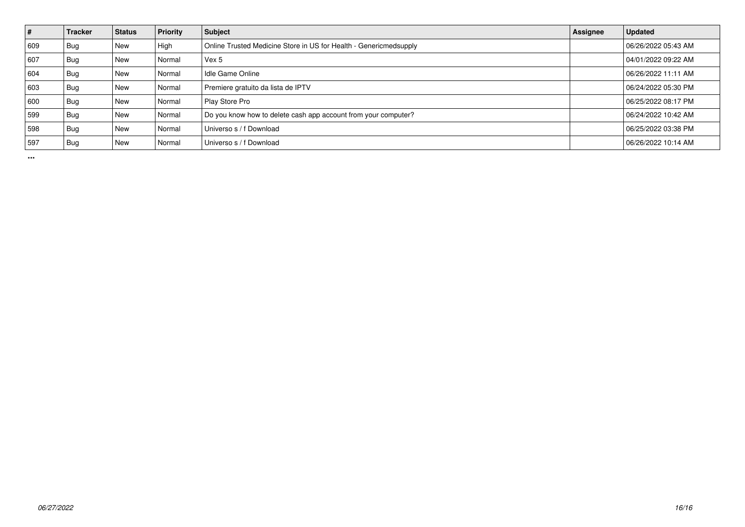| # | Tracker | Status | Priority | Subject | Assignee | Updated |
|---|---|---|---|---|---|---|
| 609 | Bug | New | High | Online Trusted Medicine Store in US for Health - Genericmedsupply | | 06/26/2022 05:43 AM |
| 607 | Bug | New | Normal | Vex 5 | | 04/01/2022 09:22 AM |
| 604 | Bug | New | Normal | Idle Game Online | | 06/26/2022 11:11 AM |
| 603 | Bug | New | Normal | Premiere gratuito da lista de IPTV | | 06/24/2022 05:30 PM |
| 600 | Bug | New | Normal | Play Store Pro | | 06/25/2022 08:17 PM |
| 599 | Bug | New | Normal | Do you know how to delete cash app account from your computer? | | 06/24/2022 10:42 AM |
| 598 | Bug | New | Normal | Universo s / f Download | | 06/25/2022 03:38 PM |
| 597 | Bug | New | Normal | Universo s / f Download | | 06/26/2022 10:14 AM |

...